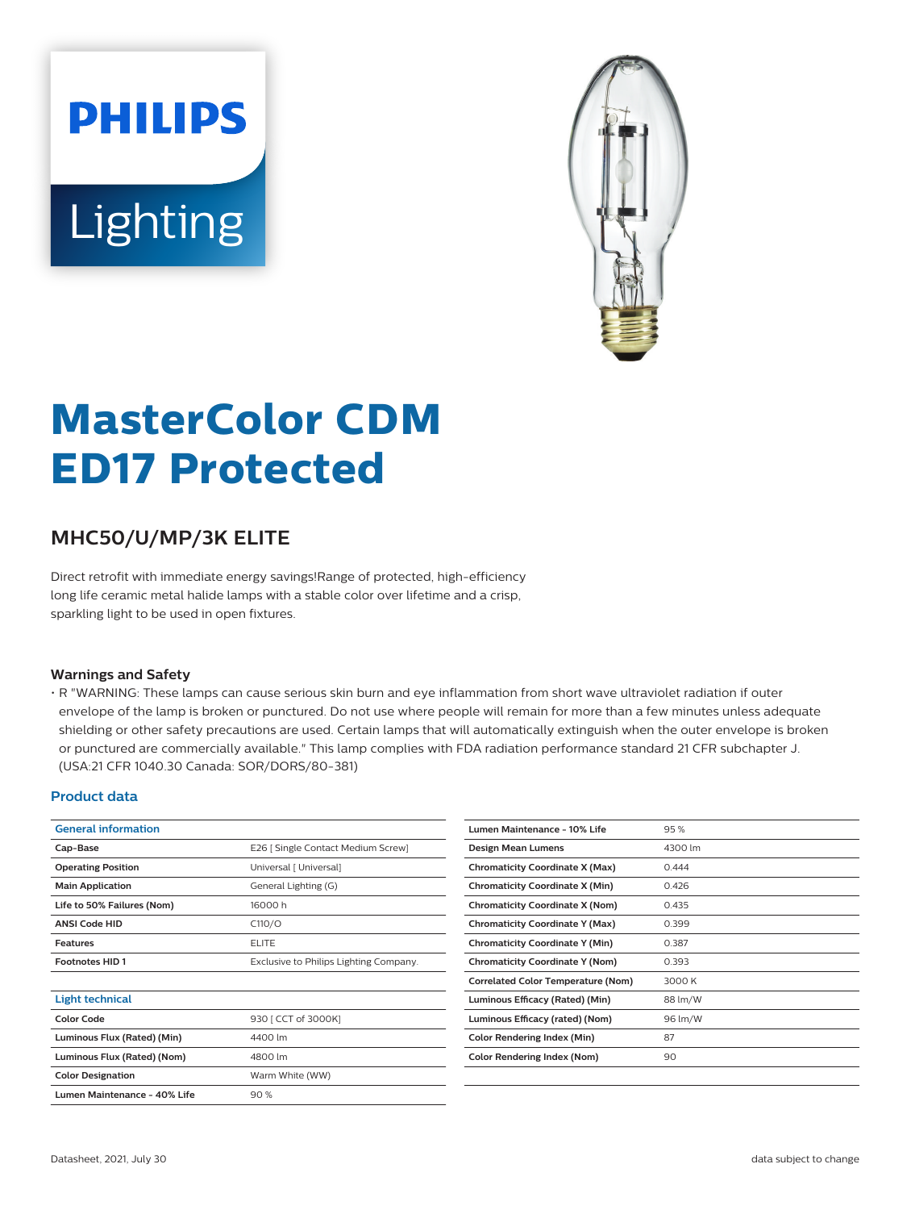PHILIPS

Lighting

# MasterColor CDM ED17 Protected

## MHC50/U/MP/3K ELITE

Direct retrofit with immediate energy savings!Range of protected, high-efficiency long life ceramic metal halide lamps with a stable color over lifetime and a crisp, sparkling light to be used in open fixtures.

### Warnings and Safety

- R "WARNING: These lamps can cause serious skin burn and eye inflammation from short wave ultraviolet radiation if outer envelope of the lamp is broken or punctured. Do not use where people will remain for more than a few minutes unless adequate shielding or other safety precautions are used. Certain lamps that will automatically extinguish when the outer envelope is broken or punctured are commercially available." This lamp complies with FDA radiation performance standard 21 CFR subchapter J. (USA:21 CFR 1040.30 Canada: SOR/DORS/80-381)

### Product data

| General information | |
|---|---|
| Cap-Base | E26 [ Single Contact Medium Screw] |
| Operating Position | Universal [ Universal] |
| Main Application | General Lighting (G) |
| Life to 50% Failures (Nom) | 16000 h |
| ANSI Code HID | C110/O |
| Features | ELITE |
| Footnotes HID 1 | Exclusive to Philips Lighting Company. |

| Light technical | |
|---|---|
| Color Code | 930 [ CCT of 3000K] |
| Luminous Flux (Rated) (Min) | 4400 lm |
| Luminous Flux (Rated) (Nom) | 4800 lm |
| Color Designation | Warm White (WW) |
| Lumen Maintenance - 40% Life | 90 % |
| Lumen Maintenance - 10% Life | 95 % |
| Design Mean Lumens | 4300 lm |
| Chromaticity Coordinate X (Max) | 0.444 |
| Chromaticity Coordinate X (Min) | 0.426 |
| Chromaticity Coordinate X (Nom) | 0.435 |
| Chromaticity Coordinate Y (Max) | 0.399 |
| Chromaticity Coordinate Y (Min) | 0.387 |
| Chromaticity Coordinate Y (Nom) | 0.393 |
| Correlated Color Temperature (Nom) | 3000 K |
| Luminous Efficacy (Rated) (Min) | 88 lm/W |
| Luminous Efficacy (rated) (Nom) | 96 lm/W |
| Color Rendering Index (Min) | 87 |
| Color Rendering Index (Nom) | 90 |

Datasheet, 2021, July 30

data subject to change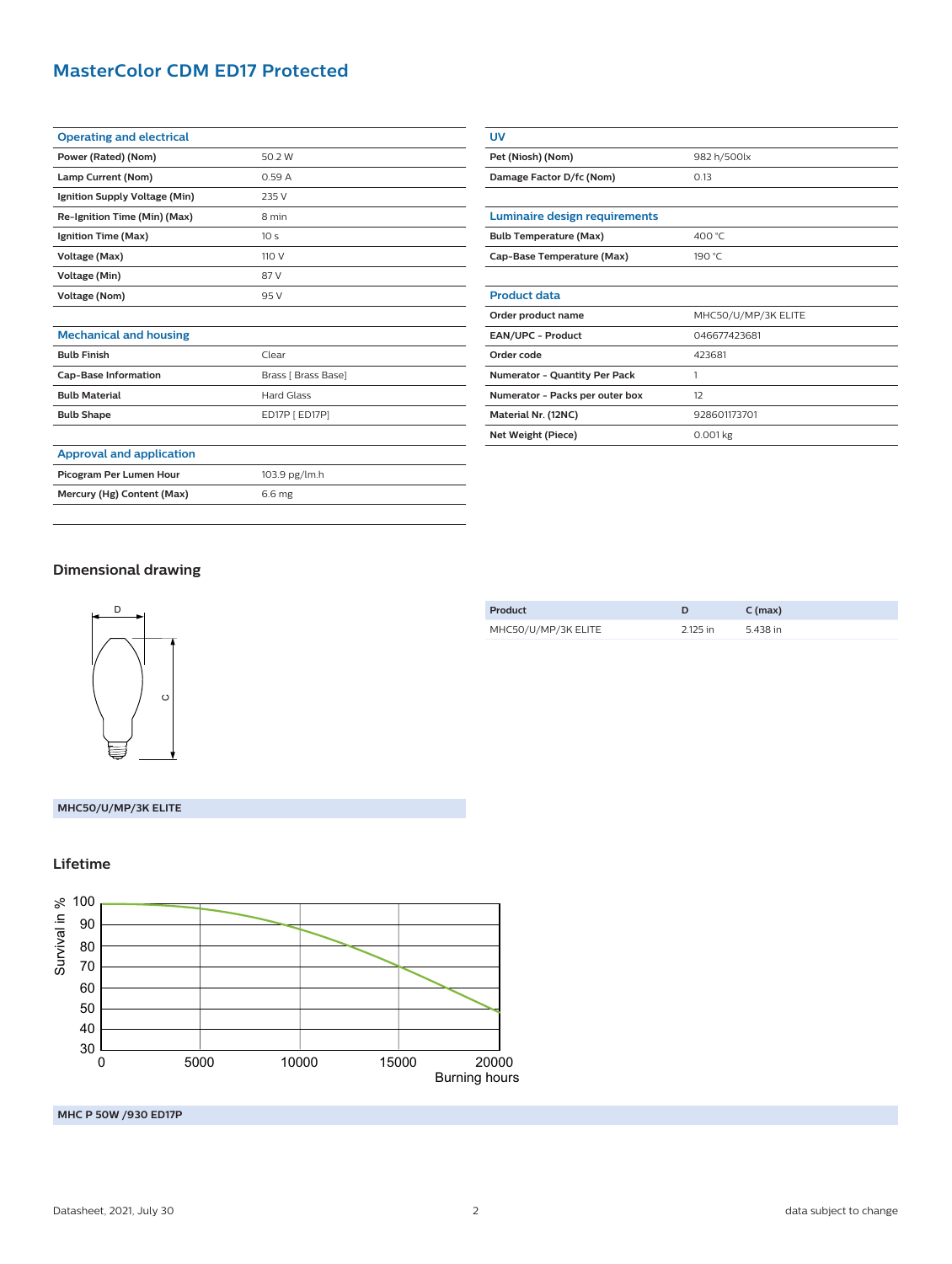# MasterColor CDM ED17 Protected

| Operating and electrical | |
|---|---|
| Power (Rated) (Nom) | 50.2 W |
| Lamp Current (Nom) | 0.59 A |
| Ignition Supply Voltage (Min) | 235 V |
| Re-Ignition Time (Min) (Max) | 8 min |
| Ignition Time (Max) | 10 s |
| Voltage (Max) | 110 V |
| Voltage (Min) | 87 V |
| Voltage (Nom) | 95 V |

| Mechanical and housing | |
|---|---|
| Bulb Finish | Clear |
| Cap-Base Information | Brass [ Brass Base] |
| Bulb Material | Hard Glass |
| Bulb Shape | ED17P [ ED17P] |

| Approval and application | |
|---|---|
| Picogram Per Lumen Hour | 103.9 pg/lm.h |
| Mercury (Hg) Content (Max) | 6.6 mg |

| UV | |
|---|---|
| Pet (Niosh) (Nom) | 982 h/500lx |
| Damage Factor D/fc (Nom) | 0.13 |

| Luminaire design requirements | |
|---|---|
| Bulb Temperature (Max) | 400 °C |
| Cap-Base Temperature (Max) | 190 °C |

| Product data | |
|---|---|
| Order product name | MHC50/U/MP/3K ELITE |
| EAN/UPC - Product | 046677423681 |
| Order code | 423681 |
| Numerator - Quantity Per Pack | 1 |
| Numerator - Packs per outer box | 12 |
| Material Nr. (12NC) | 928601173701 |
| Net Weight (Piece) | 0.001 kg |

## Dimensional drawing

| Product | D | C (max) |
|---|---|---|
| MHC50/U/MP/3K ELITE | 2.125 in | 5.438 in |

MHC50/U/MP/3K ELITE

## Lifetime

MHC P 50W /930 ED17P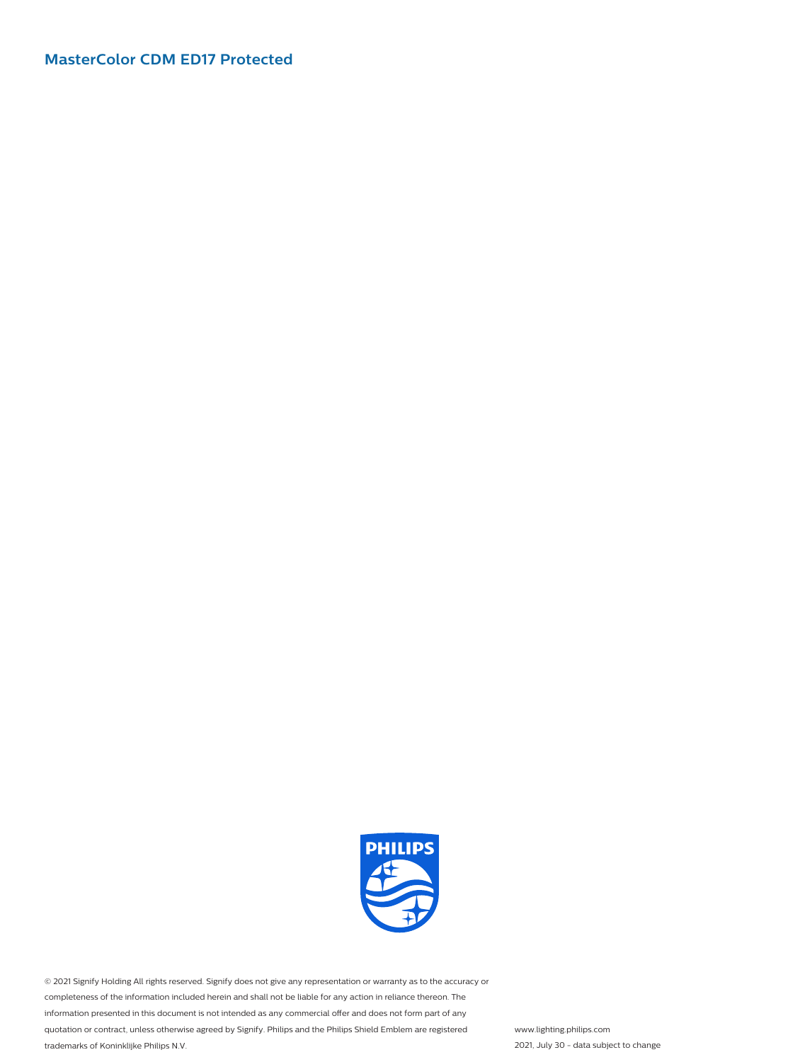## MasterColor CDM ED17 Protected

© 2021 Signify Holding All rights reserved. Signify does not give any representation or warranty as to the accuracy or completeness of the information included herein and shall not be liable for any action in reliance thereon. The information presented in this document is not intended as any commercial offer and does not form part of any quotation or contract, unless otherwise agreed by Signify. Philips and the Philips Shield Emblem are registered trademarks of Koninklijke Philips N.V.

www.lighting.philips.com

2021, July 30 - data subject to change